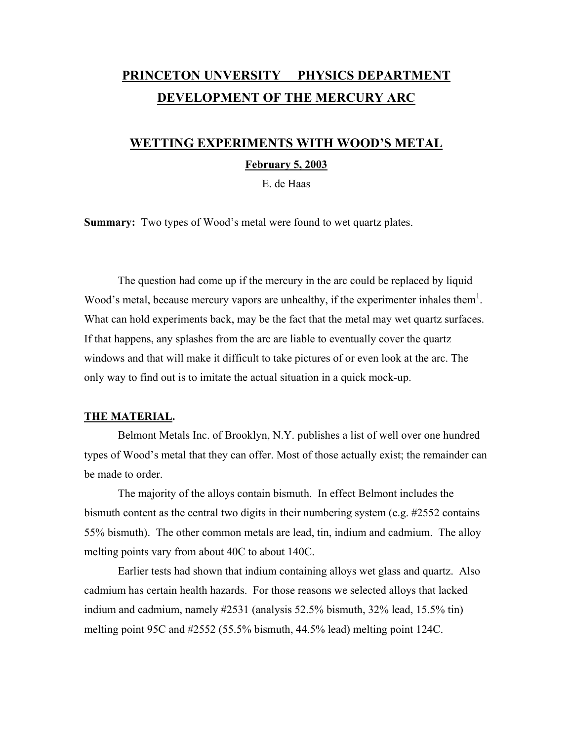# PRINCETON UNVERSITY PHYSICS DEPARTMENT
# DEVELOPMENT OF THE MERCURY ARC

## WETTING EXPERIMENTS WITH WOOD'S METAL

**February 5, 2003**

E. de Haas

**Summary:** Two types of Wood's metal were found to wet quartz plates.

The question had come up if the mercury in the arc could be replaced by liquid Wood's metal, because mercury vapors are unhealthy, if the experimenter inhales them[1]. What can hold experiments back, may be the fact that the metal may wet quartz surfaces. If that happens, any splashes from the arc are liable to eventually cover the quartz windows and that will make it difficult to take pictures of or even look at the arc. The only way to find out is to imitate the actual situation in a quick mock-up.

**THE MATERIAL.**

Belmont Metals Inc. of Brooklyn, N.Y. publishes a list of well over one hundred types of Wood's metal that they can offer. Most of those actually exist; the remainder can be made to order.

The majority of the alloys contain bismuth. In effect Belmont includes the bismuth content as the central two digits in their numbering system (e.g. #2552 contains 55% bismuth). The other common metals are lead, tin, indium and cadmium. The alloy melting points vary from about 40C to about 140C.

Earlier tests had shown that indium containing alloys wet glass and quartz. Also cadmium has certain health hazards. For those reasons we selected alloys that lacked indium and cadmium, namely #2531 (analysis 52.5% bismuth, 32% lead, 15.5% tin) melting point 95C and #2552 (55.5% bismuth, 44.5% lead) melting point 124C.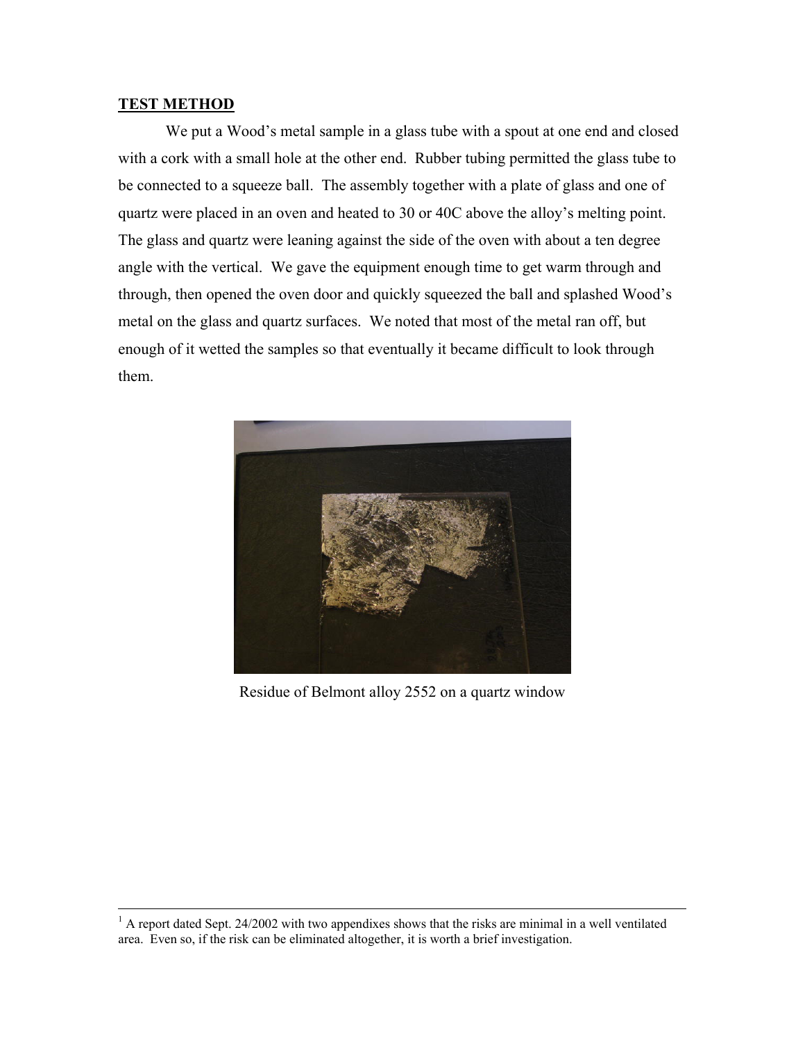**TEST METHOD**

We put a Wood's metal sample in a glass tube with a spout at one end and closed with a cork with a small hole at the other end. Rubber tubing permitted the glass tube to be connected to a squeeze ball. The assembly together with a plate of glass and one of quartz were placed in an oven and heated to 30 or 40C above the alloy's melting point. The glass and quartz were leaning against the side of the oven with about a ten degree angle with the vertical. We gave the equipment enough time to get warm through and through, then opened the oven door and quickly squeezed the ball and splashed Wood's metal on the glass and quartz surfaces. We noted that most of the metal ran off, but enough of it wetted the samples so that eventually it became difficult to look through them.

Residue of Belmont alloy 2552 on a quartz window

[1] A report dated Sept. 24/2002 with two appendixes shows that the risks are minimal in a well ventilated area. Even so, if the risk can be eliminated altogether, it is worth a brief investigation.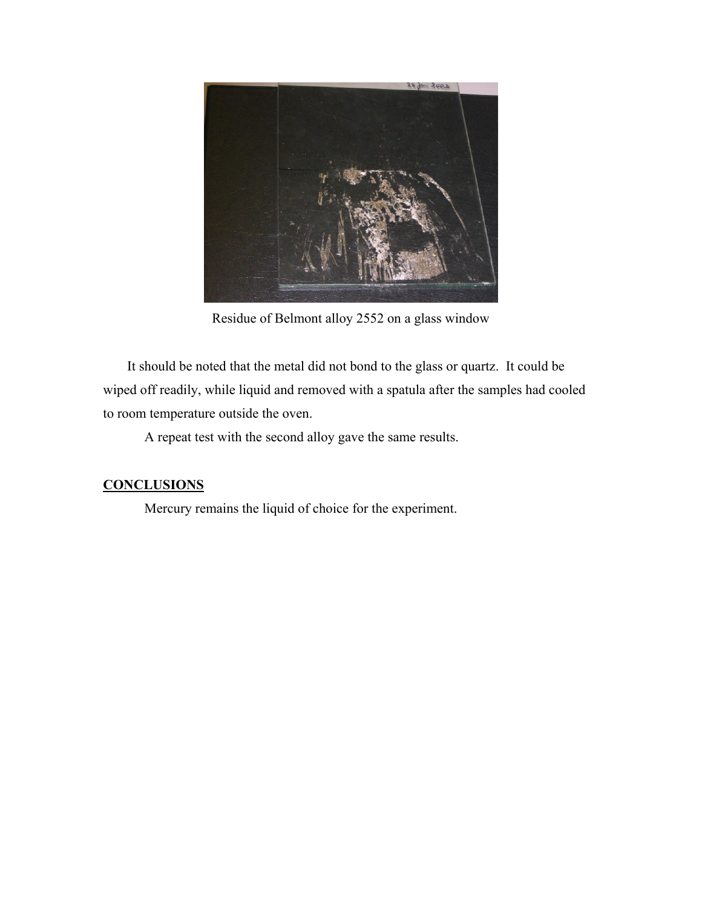Residue of Belmont alloy 2552 on a glass window

It should be noted that the metal did not bond to the glass or quartz. It could be wiped off readily, while liquid and removed with a spatula after the samples had cooled to room temperature outside the oven.

A repeat test with the second alloy gave the same results.

## CONCLUSIONS

Mercury remains the liquid of choice for the experiment.